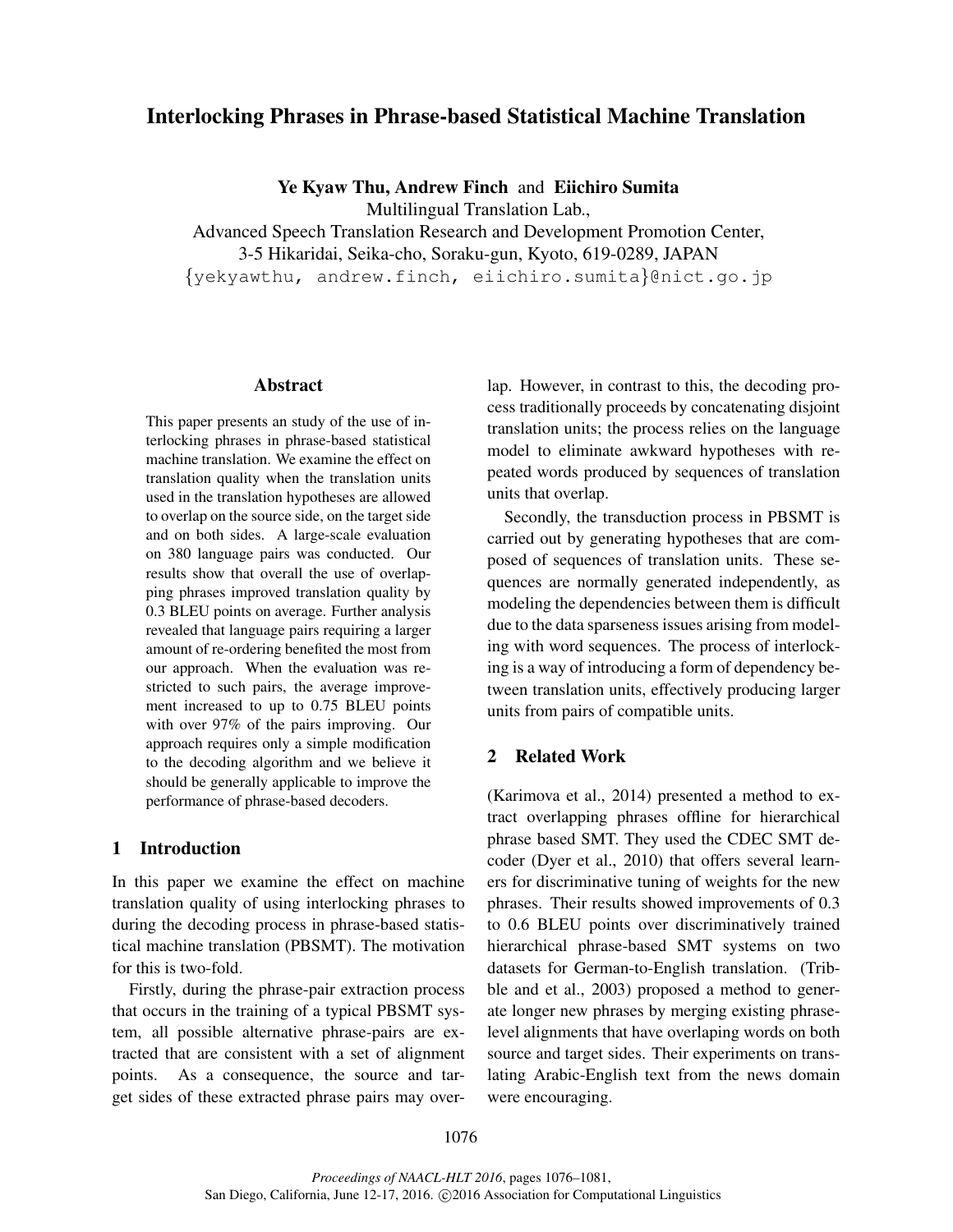# Interlocking Phrases in Phrase-based Statistical Machine Translation

**Ye Kyaw Thu, Andrew Finch** and **Eiichiro Sumita**

Multilingual Translation Lab.,
Advanced Speech Translation Research and Development Promotion Center,
3-5 Hikaridai, Seika-cho, Soraku-gun, Kyoto, 619-0289, JAPAN
{yekyawthu, andrew.finch, eiichiro.sumita}@nict.go.jp

## Abstract

This paper presents an study of the use of interlocking phrases in phrase-based statistical machine translation. We examine the effect on translation quality when the translation units used in the translation hypotheses are allowed to overlap on the source side, on the target side and on both sides. A large-scale evaluation on 380 language pairs was conducted. Our results show that overall the use of overlapping phrases improved translation quality by 0.3 BLEU points on average. Further analysis revealed that language pairs requiring a larger amount of re-ordering benefited the most from our approach. When the evaluation was restricted to such pairs, the average improvement increased to up to 0.75 BLEU points with over 97% of the pairs improving. Our approach requires only a simple modification to the decoding algorithm and we believe it should be generally applicable to improve the performance of phrase-based decoders.

## 1 Introduction

In this paper we examine the effect on machine translation quality of using interlocking phrases to during the decoding process in phrase-based statistical machine translation (PBSMT). The motivation for this is two-fold.

Firstly, during the phrase-pair extraction process that occurs in the training of a typical PBSMT system, all possible alternative phrase-pairs are extracted that are consistent with a set of alignment points. As a consequence, the source and target sides of these extracted phrase pairs may overlap. However, in contrast to this, the decoding process traditionally proceeds by concatenating disjoint translation units; the process relies on the language model to eliminate awkward hypotheses with repeated words produced by sequences of translation units that overlap.

Secondly, the transduction process in PBSMT is carried out by generating hypotheses that are composed of sequences of translation units. These sequences are normally generated independently, as modeling the dependencies between them is difficult due to the data sparseness issues arising from modeling with word sequences. The process of interlocking is a way of introducing a form of dependency between translation units, effectively producing larger units from pairs of compatible units.

## 2 Related Work

(Karimova et al., 2014) presented a method to extract overlapping phrases offline for hierarchical phrase based SMT. They used the CDEC SMT decoder (Dyer et al., 2010) that offers several learners for discriminative tuning of weights for the new phrases. Their results showed improvements of 0.3 to 0.6 BLEU points over discriminatively trained hierarchical phrase-based SMT systems on two datasets for German-to-English translation. (Trible and et al., 2003) proposed a method to generate longer new phrases by merging existing phrase-level alignments that have overlaping words on both source and target sides. Their experiments on translating Arabic-English text from the news domain were encouraging.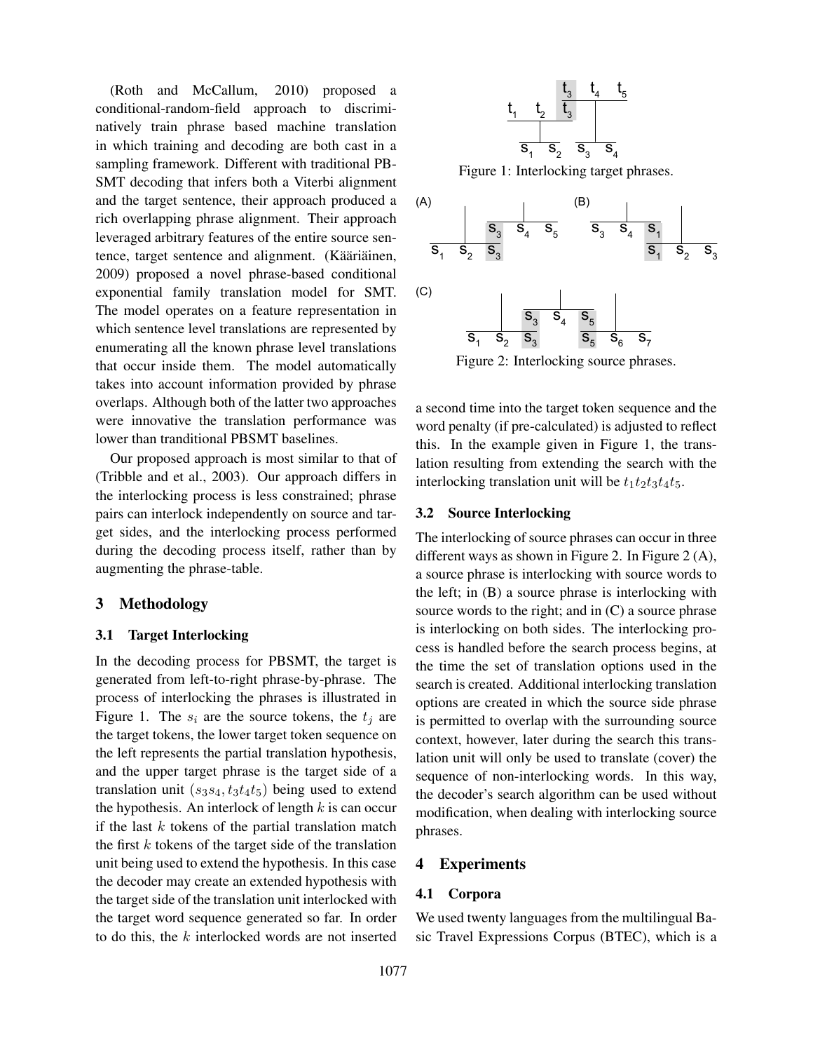(Roth and McCallum, 2010) proposed a conditional-random-field approach to discriminatively train phrase based machine translation in which training and decoding are both cast in a sampling framework. Different with traditional PBSMT decoding that infers both a Viterbi alignment and the target sentence, their approach produced a rich overlapping phrase alignment. Their approach leveraged arbitrary features of the entire source sentence, target sentence and alignment. (Kääriäinen, 2009) proposed a novel phrase-based conditional exponential family translation model for SMT. The model operates on a feature representation in which sentence level translations are represented by enumerating all the known phrase level translations that occur inside them. The model automatically takes into account information provided by phrase overlaps. Although both of the latter two approaches were innovative the translation performance was lower than tranditional PBSMT baselines.

Our proposed approach is most similar to that of (Tribble and et al., 2003). Our approach differs in the interlocking process is less constrained; phrase pairs can interlock independently on source and target sides, and the interlocking process performed during the decoding process itself, rather than by augmenting the phrase-table.

## 3 Methodology

### 3.1 Target Interlocking

In the decoding process for PBSMT, the target is generated from left-to-right phrase-by-phrase. The process of interlocking the phrases is illustrated in Figure 1. The $s_i$ are the source tokens, the $t_j$ are the target tokens, the lower target token sequence on the left represents the partial translation hypothesis, and the upper target phrase is the target side of a translation unit $(s_3s_4, t_3t_4t_5)$ being used to extend the hypothesis. An interlock of length $k$ is can occur if the last $k$ tokens of the partial translation match the first $k$ tokens of the target side of the translation unit being used to extend the hypothesis. In this case the decoder may create an extended hypothesis with the target side of the translation unit interlocked with the target word sequence generated so far. In order to do this, the $k$ interlocked words are not inserted a second time into the target token sequence and the word penalty (if pre-calculated) is adjusted to reflect this. In the example given in Figure 1, the translation resulting from extending the search with the interlocking translation unit will be $t_1t_2t_3t_4t_5$.

Figure 1: Interlocking target phrases.

Figure 2: Interlocking source phrases.

### 3.2 Source Interlocking

The interlocking of source phrases can occur in three different ways as shown in Figure 2. In Figure 2 (A), a source phrase is interlocking with source words to the left; in (B) a source phrase is interlocking with source words to the right; and in (C) a source phrase is interlocking on both sides. The interlocking process is handled before the search process begins, at the time the set of translation options used in the search is created. Additional interlocking translation options are created in which the source side phrase is permitted to overlap with the surrounding source context, however, later during the search this translation unit will only be used to translate (cover) the sequence of non-interlocking words. In this way, the decoder's search algorithm can be used without modification, when dealing with interlocking source phrases.

## 4 Experiments

### 4.1 Corpora

We used twenty languages from the multilingual Basic Travel Expressions Corpus (BTEC), which is a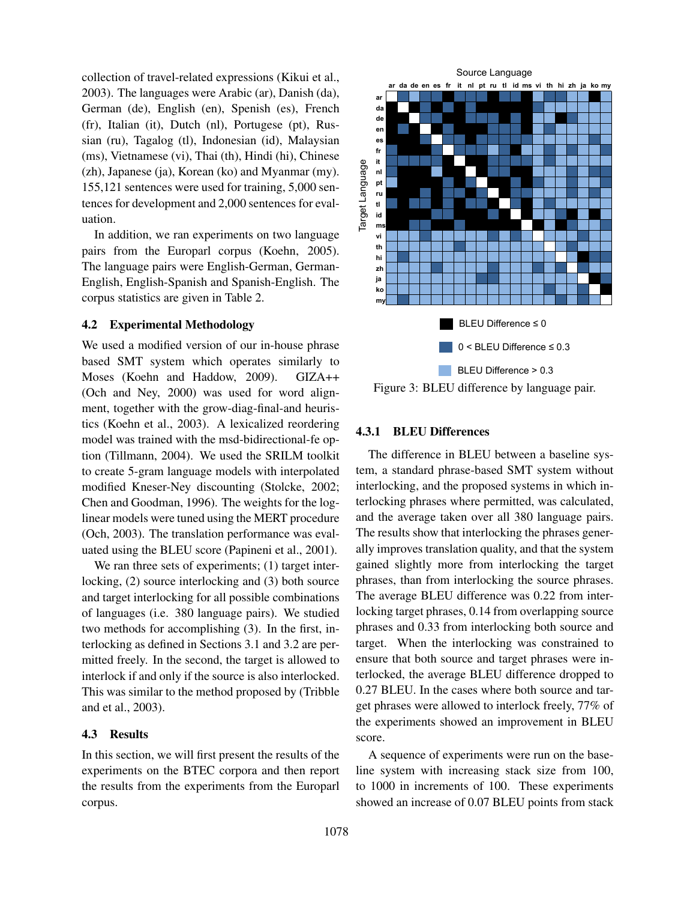collection of travel-related expressions (Kikui et al., 2003). The languages were Arabic (ar), Danish (da), German (de), English (en), Spenish (es), French (fr), Italian (it), Dutch (nl), Portugese (pt), Russian (ru), Tagalog (tl), Indonesian (id), Malaysian (ms), Vietnamese (vi), Thai (th), Hindi (hi), Chinese (zh), Japanese (ja), Korean (ko) and Myanmar (my). 155,121 sentences were used for training, 5,000 sentences for development and 2,000 sentences for evaluation.

In addition, we ran experiments on two language pairs from the Europarl corpus (Koehn, 2005). The language pairs were English-German, German-English, English-Spanish and Spanish-English. The corpus statistics are given in Table 2.

### 4.2 Experimental Methodology

We used a modified version of our in-house phrase based SMT system which operates similarly to Moses (Koehn and Haddow, 2009). GIZA++ (Och and Ney, 2000) was used for word alignment, together with the grow-diag-final-and heuristics (Koehn et al., 2003). A lexicalized reordering model was trained with the msd-bidirectional-fe option (Tillmann, 2004). We used the SRILM toolkit to create 5-gram language models with interpolated modified Kneser-Ney discounting (Stolcke, 2002; Chen and Goodman, 1996). The weights for the log-linear models were tuned using the MERT procedure (Och, 2003). The translation performance was evaluated using the BLEU score (Papineni et al., 2001).

We ran three sets of experiments; (1) target interlocking, (2) source interlocking and (3) both source and target interlocking for all possible combinations of languages (i.e. 380 language pairs). We studied two methods for accomplishing (3). In the first, interlocking as defined in Sections 3.1 and 3.2 are permitted freely. In the second, the target is allowed to interlock if and only if the source is also interlocked. This was similar to the method proposed by (Tribble and et al., 2003).

### 4.3 Results

In this section, we will first present the results of the experiments on the BTEC corpora and then report the results from the experiments from the Europarl corpus.

Figure 3: BLEU difference by language pair.

#### 4.3.1 BLEU Differences

The difference in BLEU between a baseline system, a standard phrase-based SMT system without interlocking, and the proposed systems in which interlocking phrases where permitted, was calculated, and the average taken over all 380 language pairs. The results show that interlocking the phrases generally improves translation quality, and that the system gained slightly more from interlocking the target phrases, than from interlocking the source phrases. The average BLEU difference was 0.22 from interlocking target phrases, 0.14 from overlapping source phrases and 0.33 from interlocking both source and target. When the interlocking was constrained to ensure that both source and target phrases were interlocked, the average BLEU difference dropped to 0.27 BLEU. In the cases where both source and target phrases were allowed to interlock freely, 77% of the experiments showed an improvement in BLEU score.

A sequence of experiments were run on the baseline system with increasing stack size from 100, to 1000 in increments of 100. These experiments showed an increase of 0.07 BLEU points from stack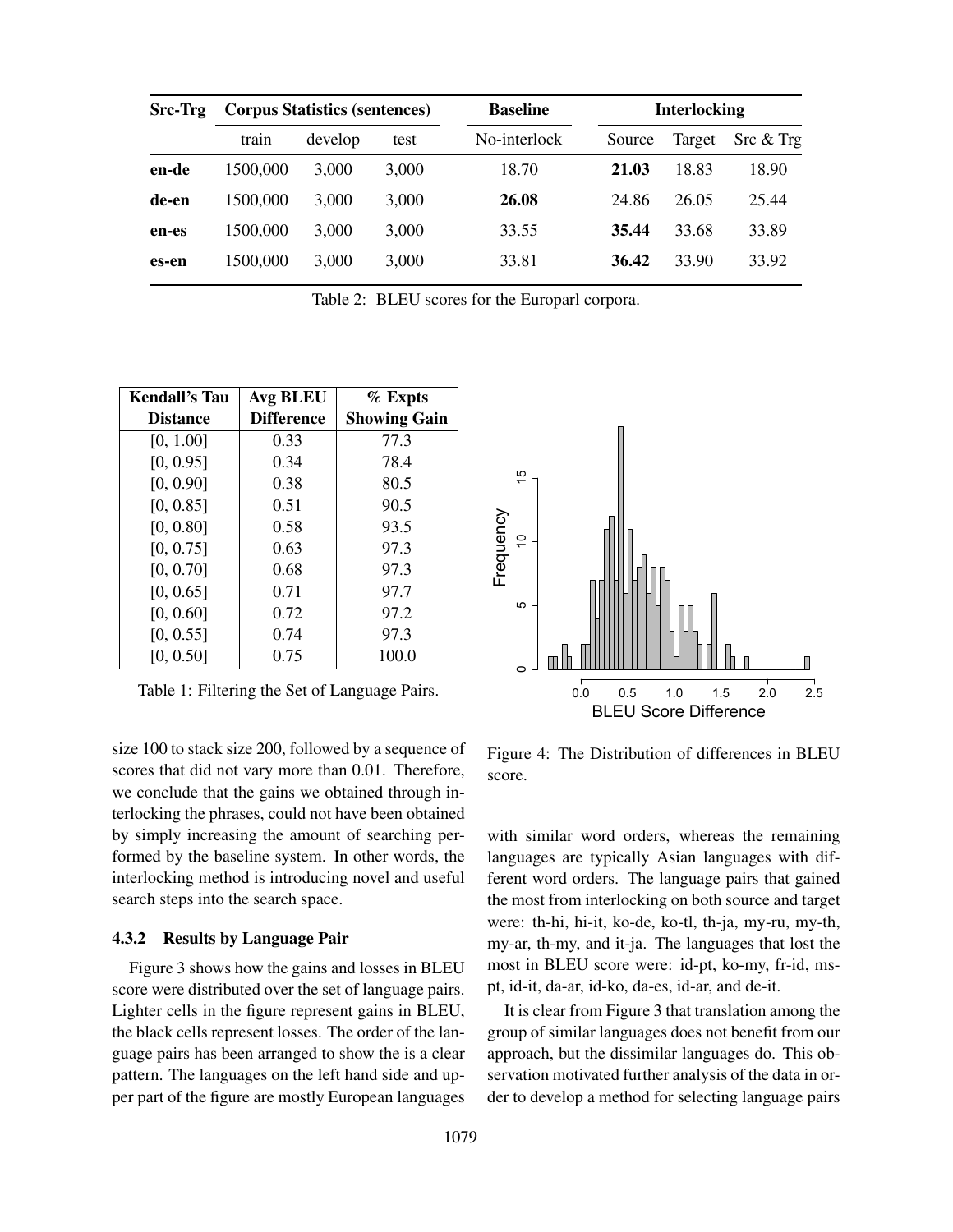| Src-Trg | Corpus Statistics (sentences) | | | Baseline | Interlocking | | |
|---|---|---|---|---|---|---|---|
| | train | develop | test | No-interlock | Source | Target | Src & Trg |
| **en-de** | 1500,000 | 3,000 | 3,000 | 18.70 | **21.03** | 18.83 | 18.90 |
| **de-en** | 1500,000 | 3,000 | 3,000 | **26.08** | 24.86 | 26.05 | 25.44 |
| **en-es** | 1500,000 | 3,000 | 3,000 | 33.55 | **35.44** | 33.68 | 33.89 |
| **es-en** | 1500,000 | 3,000 | 3,000 | 33.81 | **36.42** | 33.90 | 33.92 |

Table 2: BLEU scores for the Europarl corpora.

| Kendall's Tau Distance | Avg BLEU Difference | % Expts Showing Gain |
|---|---|---|
| [0, 1.00] | 0.33 | 77.3 |
| [0, 0.95] | 0.34 | 78.4 |
| [0, 0.90] | 0.38 | 80.5 |
| [0, 0.85] | 0.51 | 90.5 |
| [0, 0.80] | 0.58 | 93.5 |
| [0, 0.75] | 0.63 | 97.3 |
| [0, 0.70] | 0.68 | 97.3 |
| [0, 0.65] | 0.71 | 97.7 |
| [0, 0.60] | 0.72 | 97.2 |
| [0, 0.55] | 0.74 | 97.3 |
| [0, 0.50] | 0.75 | 100.0 |

Table 1: Filtering the Set of Language Pairs.

Figure 4: The Distribution of differences in BLEU score.

size 100 to stack size 200, followed by a sequence of scores that did not vary more than 0.01. Therefore, we conclude that the gains we obtained through interlocking the phrases, could not have been obtained by simply increasing the amount of searching performed by the baseline system. In other words, the interlocking method is introducing novel and useful search steps into the search space.

#### 4.3.2 Results by Language Pair

Figure 3 shows how the gains and losses in BLEU score were distributed over the set of language pairs. Lighter cells in the figure represent gains in BLEU, the black cells represent losses. The order of the language pairs has been arranged to show the is a clear pattern. The languages on the left hand side and upper part of the figure are mostly European languages with similar word orders, whereas the remaining languages are typically Asian languages with different word orders. The language pairs that gained the most from interlocking on both source and target were: th-hi, hi-it, ko-de, ko-tl, th-ja, my-ru, my-th, my-ar, th-my, and it-ja. The languages that lost the most in BLEU score were: id-pt, ko-my, fr-id, ms-pt, id-it, da-ar, id-ko, da-es, id-ar, and de-it.

It is clear from Figure 3 that translation among the group of similar languages does not benefit from our approach, but the dissimilar languages do. This observation motivated further analysis of the data in order to develop a method for selecting language pairs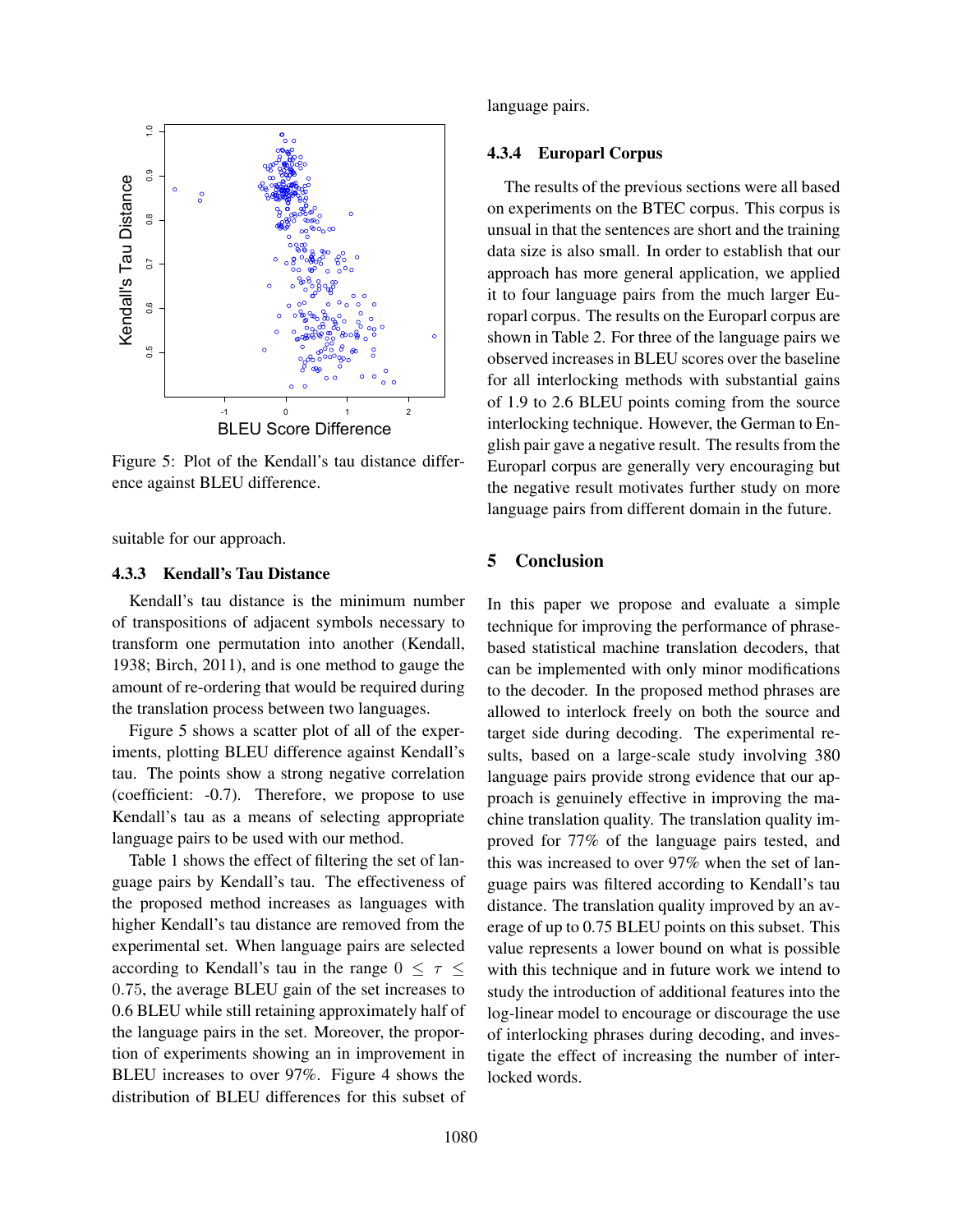Figure 5: Plot of the Kendall's tau distance difference against BLEU difference.

suitable for our approach.

### 4.3.3 Kendall's Tau Distance

Kendall's tau distance is the minimum number of transpositions of adjacent symbols necessary to transform one permutation into another (Kendall, 1938; Birch, 2011), and is one method to gauge the amount of re-ordering that would be required during the translation process between two languages.

Figure 5 shows a scatter plot of all of the experiments, plotting BLEU difference against Kendall's tau. The points show a strong negative correlation (coefficient: -0.7). Therefore, we propose to use Kendall's tau as a means of selecting appropriate language pairs to be used with our method.

Table 1 shows the effect of filtering the set of language pairs by Kendall's tau. The effectiveness of the proposed method increases as languages with higher Kendall's tau distance are removed from the experimental set. When language pairs are selected according to Kendall's tau in the range $0 \leq \tau \leq 0.75$, the average BLEU gain of the set increases to 0.6 BLEU while still retaining approximately half of the language pairs in the set. Moreover, the proportion of experiments showing an in improvement in BLEU increases to over 97%. Figure 4 shows the distribution of BLEU differences for this subset of language pairs.

### 4.3.4 Europarl Corpus

The results of the previous sections were all based on experiments on the BTEC corpus. This corpus is unusual in that the sentences are short and the training data size is also small. In order to establish that our approach has more general application, we applied it to four language pairs from the much larger Europarl corpus. The results on the Europarl corpus are shown in Table 2. For three of the language pairs we observed increases in BLEU scores over the baseline for all interlocking methods with substantial gains of 1.9 to 2.6 BLEU points coming from the source interlocking technique. However, the German to English pair gave a negative result. The results from the Europarl corpus are generally very encouraging but the negative result motivates further study on more language pairs from different domain in the future.

## 5 Conclusion

In this paper we propose and evaluate a simple technique for improving the performance of phrase-based statistical machine translation decoders, that can be implemented with only minor modifications to the decoder. In the proposed method phrases are allowed to interlock freely on both the source and target side during decoding. The experimental results, based on a large-scale study involving 380 language pairs provide strong evidence that our approach is genuinely effective in improving the machine translation quality. The translation quality improved for 77% of the language pairs tested, and this was increased to over 97% when the set of language pairs was filtered according to Kendall's tau distance. The translation quality improved by an average of up to 0.75 BLEU points on this subset. This value represents a lower bound on what is possible with this technique and in future work we intend to study the introduction of additional features into the log-linear model to encourage or discourage the use of interlocking phrases during decoding, and investigate the effect of increasing the number of interlocked words.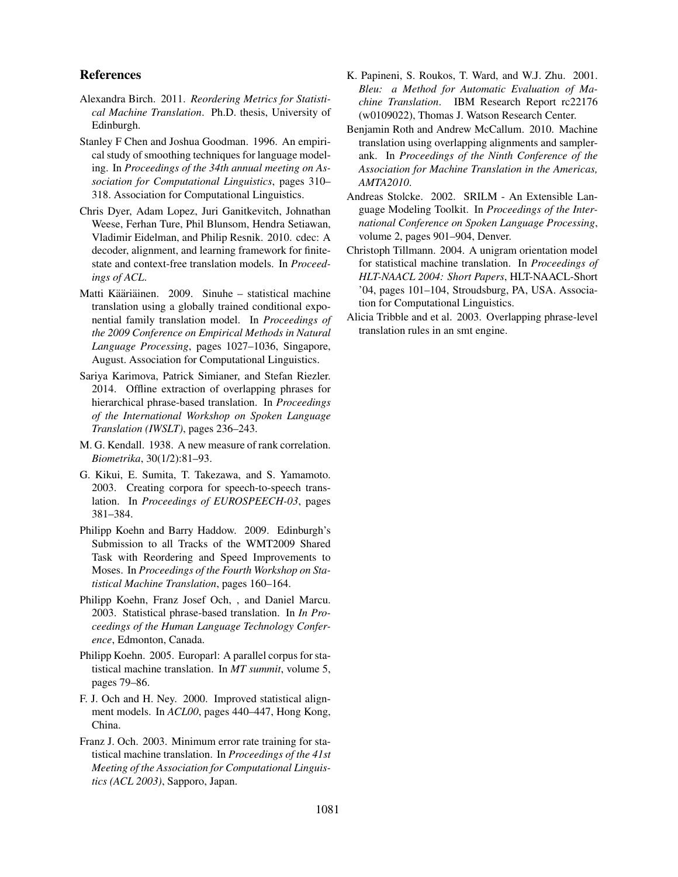## References

Alexandra Birch. 2011. *Reordering Metrics for Statistical Machine Translation*. Ph.D. thesis, University of Edinburgh.

Stanley F Chen and Joshua Goodman. 1996. An empirical study of smoothing techniques for language modeling. In *Proceedings of the 34th annual meeting on Association for Computational Linguistics*, pages 310–318. Association for Computational Linguistics.

Chris Dyer, Adam Lopez, Juri Ganitkevitch, Johnathan Weese, Ferhan Ture, Phil Blunsom, Hendra Setiawan, Vladimir Eidelman, and Philip Resnik. 2010. cdec: A decoder, alignment, and learning framework for finite-state and context-free translation models. In *Proceedings of ACL*.

Matti Kääriäinen. 2009. Sinuhe – statistical machine translation using a globally trained conditional exponential family translation model. In *Proceedings of the 2009 Conference on Empirical Methods in Natural Language Processing*, pages 1027–1036, Singapore, August. Association for Computational Linguistics.

Sariya Karimova, Patrick Simianer, and Stefan Riezler. 2014. Offline extraction of overlapping phrases for hierarchical phrase-based translation. In *Proceedings of the International Workshop on Spoken Language Translation (IWSLT)*, pages 236–243.

M. G. Kendall. 1938. A new measure of rank correlation. *Biometrika*, 30(1/2):81–93.

G. Kikui, E. Sumita, T. Takezawa, and S. Yamamoto. 2003. Creating corpora for speech-to-speech translation. In *Proceedings of EUROSPEECH-03*, pages 381–384.

Philipp Koehn and Barry Haddow. 2009. Edinburgh's Submission to all Tracks of the WMT2009 Shared Task with Reordering and Speed Improvements to Moses. In *Proceedings of the Fourth Workshop on Statistical Machine Translation*, pages 160–164.

Philipp Koehn, Franz Josef Och, , and Daniel Marcu. 2003. Statistical phrase-based translation. In *In Proceedings of the Human Language Technology Conference*, Edmonton, Canada.

Philipp Koehn. 2005. Europarl: A parallel corpus for statistical machine translation. In *MT summit*, volume 5, pages 79–86.

F. J. Och and H. Ney. 2000. Improved statistical alignment models. In *ACL00*, pages 440–447, Hong Kong, China.

Franz J. Och. 2003. Minimum error rate training for statistical machine translation. In *Proceedings of the 41st Meeting of the Association for Computational Linguistics (ACL 2003)*, Sapporo, Japan.

K. Papineni, S. Roukos, T. Ward, and W.J. Zhu. 2001. *Bleu: a Method for Automatic Evaluation of Machine Translation*. IBM Research Report rc22176 (w0109022), Thomas J. Watson Research Center.

Benjamin Roth and Andrew McCallum. 2010. Machine translation using overlapping alignments and samplerank. In *Proceedings of the Ninth Conference of the Association for Machine Translation in the Americas, AMTA2010*.

Andreas Stolcke. 2002. SRILM - An Extensible Language Modeling Toolkit. In *Proceedings of the International Conference on Spoken Language Processing*, volume 2, pages 901–904, Denver.

Christoph Tillmann. 2004. A unigram orientation model for statistical machine translation. In *Proceedings of HLT-NAACL 2004: Short Papers*, HLT-NAACL-Short '04, pages 101–104, Stroudsburg, PA, USA. Association for Computational Linguistics.

Alicia Tribble and et al. 2003. Overlapping phrase-level translation rules in an smt engine.